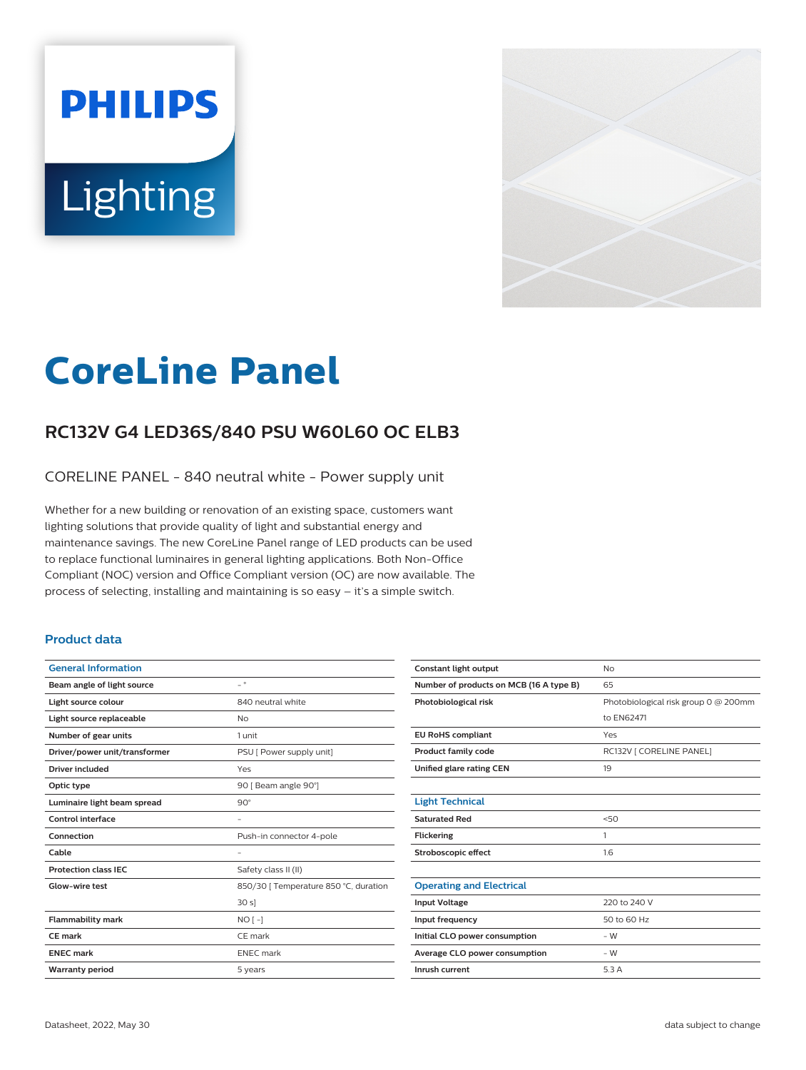# CoreLine Panel

## RC132V G4 LED36S/840 PSU W60L60 OC ELB3

CORELINE PANEL - 840 neutral white - Power supply unit

Whether for a new building or renovation of an existing space, customers want lighting solutions that provide quality of light and substantial energy and maintenance savings. The new CoreLine Panel range of LED products can be used to replace functional luminaires in general lighting applications. Both Non-Office Compliant (NOC) version and Office Compliant version (OC) are now available. The process of selecting, installing and maintaining is so easy – it's a simple switch.

### Product data

| General Information | |
|---|---|
| Beam angle of light source | - ° |
| Light source colour | 840 neutral white |
| Light source replaceable | No |
| Number of gear units | 1 unit |
| Driver/power unit/transformer | PSU [ Power supply unit] |
| Driver included | Yes |
| Optic type | 90 [ Beam angle 90°] |
| Luminaire light beam spread | 90° |
| Control interface | - |
| Connection | Push-in connector 4-pole |
| Cable | - |
| Protection class IEC | Safety class II (II) |
| Glow-wire test | 850/30 [ Temperature 850 °C, duration 30 s] |
| Flammability mark | NO [ -] |
| CE mark | CE mark |
| ENEC mark | ENEC mark |
| Warranty period | 5 years |
| Constant light output | No |
| Number of products on MCB (16 A type B) | 65 |
| Photobiological risk | Photobiological risk group 0 @ 200mm to EN62471 |
| EU RoHS compliant | Yes |
| Product family code | RC132V [ CORELINE PANEL] |
| Unified glare rating CEN | 19 |

| Light Technical | |
|---|---|
| Saturated Red | <50 |
| Flickering | 1 |
| Stroboscopic effect | 1.6 |

| Operating and Electrical | |
|---|---|
| Input Voltage | 220 to 240 V |
| Input frequency | 50 to 60 Hz |
| Initial CLO power consumption | - W |
| Average CLO power consumption | - W |
| Inrush current | 5.3 A |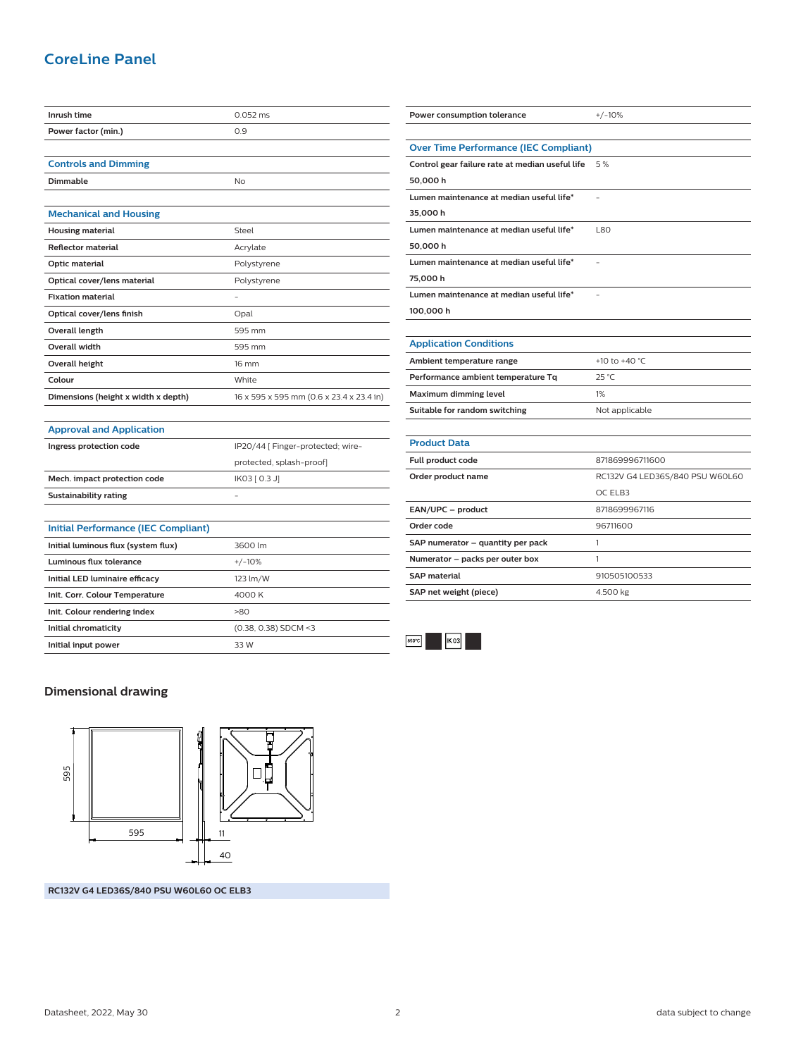## CoreLine Panel

| | |
|---|---|
| Inrush time | 0.052 ms |
| Power factor (min.) | 0.9 |

### Controls and Dimming

| | |
|---|---|
| Dimmable | No |

### Mechanical and Housing

| | |
|---|---|
| Housing material | Steel |
| Reflector material | Acrylate |
| Optic material | Polystyrene |
| Optical cover/lens material | Polystyrene |
| Fixation material | - |
| Optical cover/lens finish | Opal |
| Overall length | 595 mm |
| Overall width | 595 mm |
| Overall height | 16 mm |
| Colour | White |
| Dimensions (height x width x depth) | 16 x 595 x 595 mm (0.6 x 23.4 x 23.4 in) |

### Approval and Application

| | |
|---|---|
| Ingress protection code | IP20/44 [ Finger-protected; wire-protected, splash-proof] |
| Mech. impact protection code | IK03 [ 0.3 J] |
| Sustainability rating | - |

### Initial Performance (IEC Compliant)

| | |
|---|---|
| Initial luminous flux (system flux) | 3600 lm |
| Luminous flux tolerance | +/-10% |
| Initial LED luminaire efficacy | 123 lm/W |
| Init. Corr. Colour Temperature | 4000 K |
| Init. Colour rendering index | >80 |
| Initial chromaticity | (0.38, 0.38) SDCM <3 |
| Initial input power | 33 W |

| | |
|---|---|
| Power consumption tolerance | +/-10% |

### Over Time Performance (IEC Compliant)

| | |
|---|---|
| Control gear failure rate at median useful life 50,000 h | 5 % |
| Lumen maintenance at median useful life* 35,000 h | - |
| Lumen maintenance at median useful life* 50,000 h | L80 |
| Lumen maintenance at median useful life* 75,000 h | - |
| Lumen maintenance at median useful life* 100,000 h | - |

### Application Conditions

| | |
|---|---|
| Ambient temperature range | +10 to +40 °C |
| Performance ambient temperature Tq | 25 °C |
| Maximum dimming level | 1% |
| Suitable for random switching | Not applicable |

### Product Data

| | |
|---|---|
| Full product code | 871869996711600 |
| Order product name | RC132V G4 LED36S/840 PSU W60L60 OC ELB3 |
| EAN/UPC – product | 8718699967116 |
| Order code | 96711600 |
| SAP numerator – quantity per pack | 1 |
| Numerator – packs per outer box | 1 |
| SAP material | 910505100533 |
| SAP net weight (piece) | 4.500 kg |

## Dimensional drawing

595

595

11

40

**RC132V G4 LED36S/840 PSU W60L60 OC ELB3**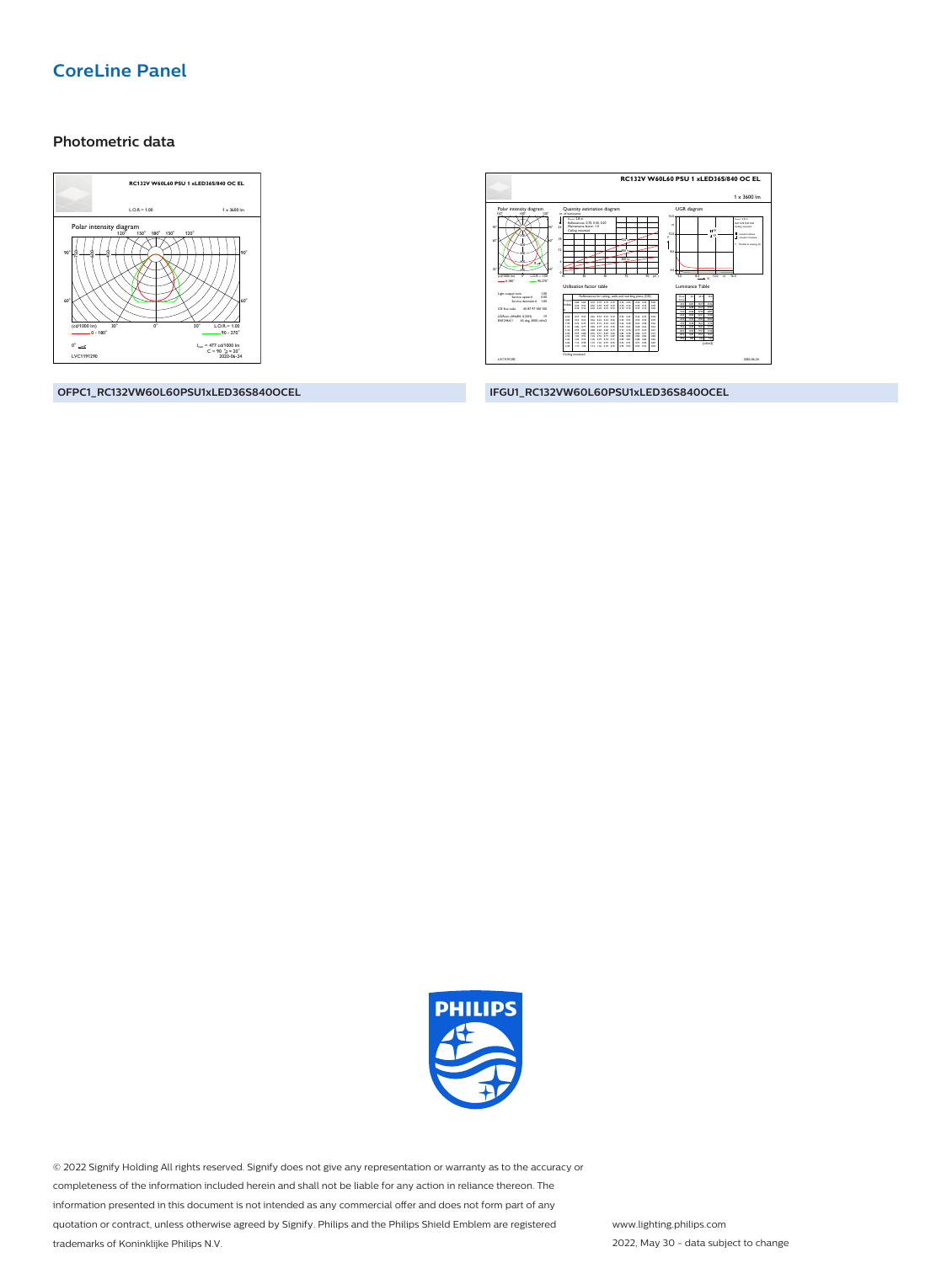# CoreLine Panel

## Photometric data

RC132V W60L60 PSU 1 xLED36S/840 OC EL

L.O.R. = 1.00

1 x 3600 lm

Polar intensity diagram

120° 150° 180° 150° 120°

90° 90°

60° 60°

(cd/1000 lm) 30° 0° 30° L.O.R.= 1.00

0 - 180° 90 - 270°

$I_{max}$ = 477 cd/1000 lm

C = 90 γ = 20°

LVC1191290

2020-06-24

OFPC1_RC132VW60L60PSU1xLED36S840OCEL

RC132V W60L60 PSU 1 xLED36S/840 OC EL

1 x 3600 lm

Polar intensity diagram

Quantity estimation diagram

UGR diagram

Utilisation factor table

Luminance Table

Light output ratio 1.00

Service upward 0.00

Service downward 1.00

CIE flux code 60 87 97 100 100

UGR4H8H (SHR 0.25H) 19

EN12464-1 65 deg 3000 cd/m2

Ceiling mounted

LVC1191290

2020-06-24

IFGU1_RC132VW60L60PSU1xLED36S840OCEL

© 2022 Signify Holding All rights reserved. Signify does not give any representation or warranty as to the accuracy or completeness of the information included herein and shall not be liable for any action in reliance thereon. The information presented in this document is not intended as any commercial offer and does not form part of any quotation or contract, unless otherwise agreed by Signify. Philips and the Philips Shield Emblem are registered trademarks of Koninklijke Philips N.V.

www.lighting.philips.com

2022, May 30 - data subject to change